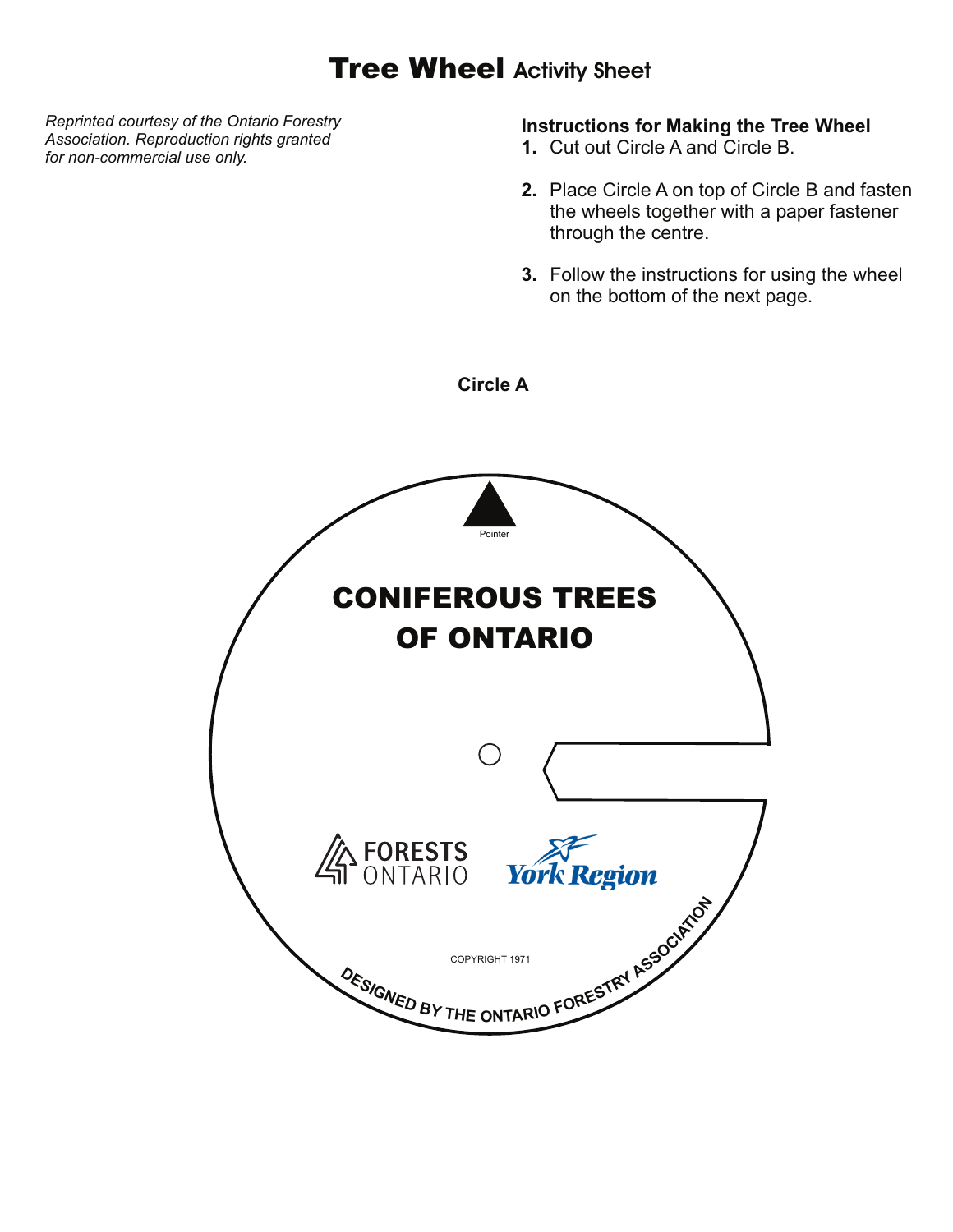# Tree Wheel Activity Sheet

*Reprinted courtesy of the Ontario Forestry Association. Reproduction rights granted for non-commercial use only.*

**Instructions for Making the Tree Wheel**

1. Cut out Circle A and Circle B.
2. Place Circle A on top of Circle B and fasten the wheels together with a paper fastener through the centre.
3. Follow the instructions for using the wheel on the bottom of the next page.

**Circle A**

Pointer

## CONIFEROUS TREES OF ONTARIO

FORESTS ONTARIO

York Region

COPYRIGHT 1971

DESIGNED BY THE ONTARIO FORESTRY ASSOCIATION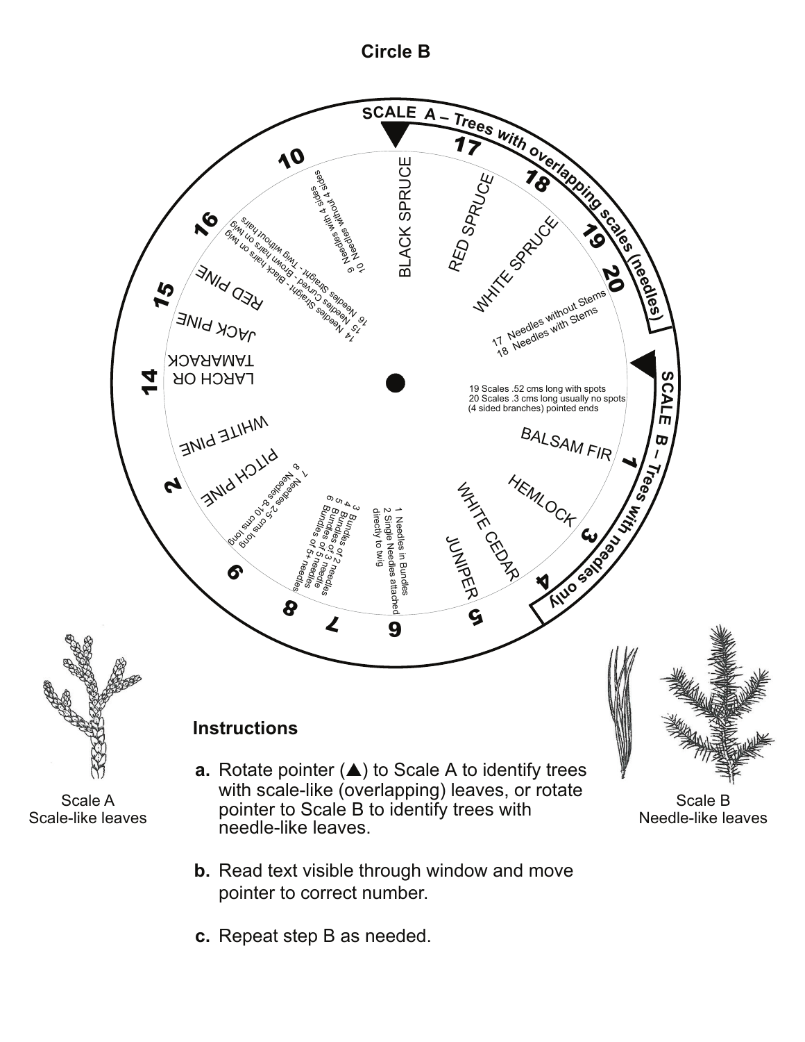# Circle B

SCALE A – Trees with overlapping scales (needles)

SCALE B – Trees with needles only

17
18
19
20
1
3
4
5
6
7
8
9
2
14
15
16
10

BLACK SPRUCE

RED SPRUCE

WHITE SPRUCE

17 Needles without Stems
18 Needles with Stems

19 Scales .52 cms long with spots
20 Scales .3 cms long usually no spots
(4 sided branches) pointed ends

BALSAM FIR

HEMLOCK

WHITE CEDAR

JUNIPER

1 Needles in Bundles
2 Single Needles attached directly to twig

3 Bundles of 2 needles
4 Bundles of 3 needles
5 Bundles of 5 needles
6 Bundles of 5+ needles

7 Needles 2-5 cms long
8 Needles 8-10 cms long

PITCH PINE

WHITE PINE

LARCH OR TAMARACK

JACK PINE

RED PINE

14 Needles Straight - Black hairs on twig
15 Needles Curved - Brown hairs on twig
16 Needles Straight - Twig without hairs

9 Needles with 4 sides
10 Needles without 4 sides

Scale A
Scale-like leaves

Scale B
Needle-like leaves

## Instructions

**a.** Rotate pointer (▲) to Scale A to identify trees with scale-like (overlapping) leaves, or rotate pointer to Scale B to identify trees with needle-like leaves.

**b.** Read text visible through window and move pointer to correct number.

**c.** Repeat step B as needed.